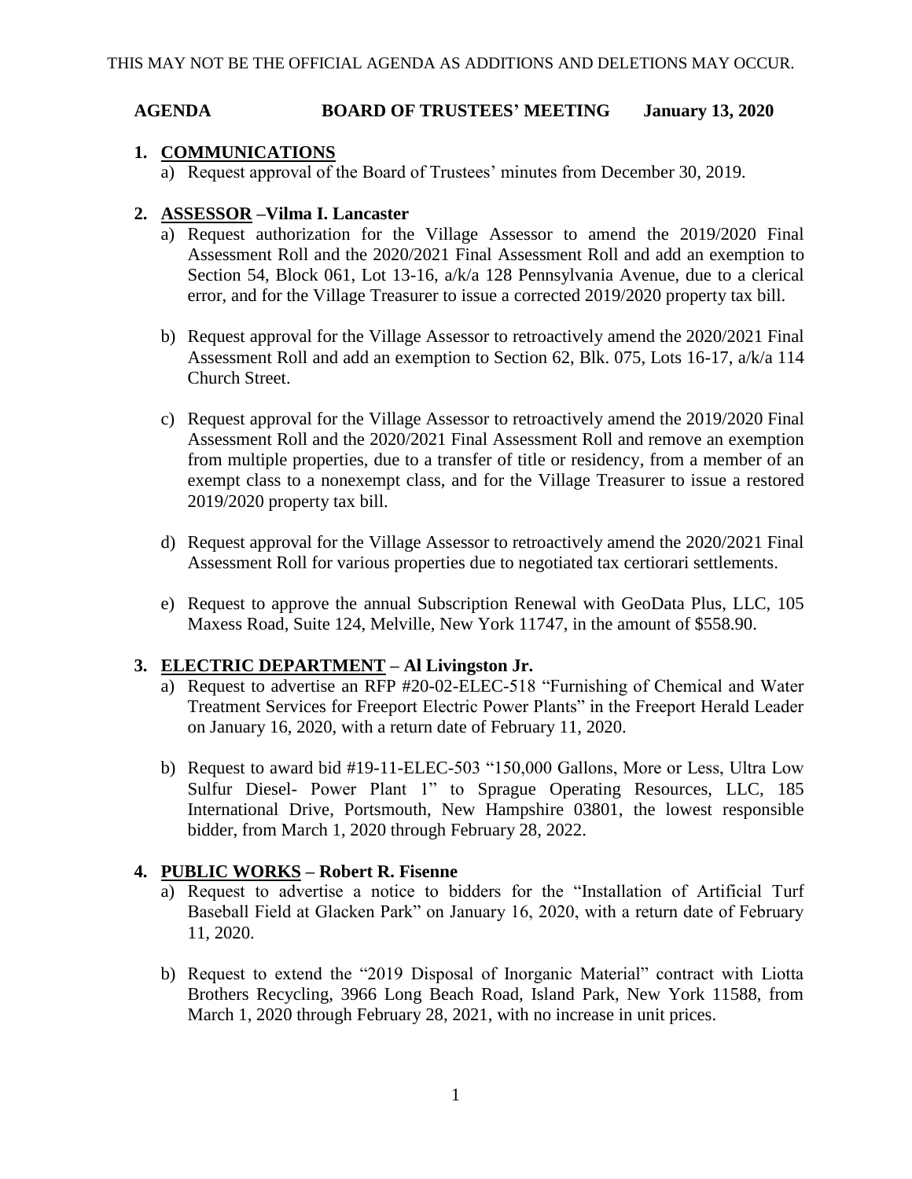THIS MAY NOT BE THE OFFICIAL AGENDA AS ADDITIONS AND DELETIONS MAY OCCUR.

**AGENDA BOARD OF TRUSTEES' MEETING January 13, 2020**

## 1. COMMUNICATIONS

a) Request approval of the Board of Trustees' minutes from December 30, 2019.

## 2. ASSESSOR –Vilma I. Lancaster

a) Request authorization for the Village Assessor to amend the 2019/2020 Final Assessment Roll and the 2020/2021 Final Assessment Roll and add an exemption to Section 54, Block 061, Lot 13-16, a/k/a 128 Pennsylvania Avenue, due to a clerical error, and for the Village Treasurer to issue a corrected 2019/2020 property tax bill.

b) Request approval for the Village Assessor to retroactively amend the 2020/2021 Final Assessment Roll and add an exemption to Section 62, Blk. 075, Lots 16-17, a/k/a 114 Church Street.

c) Request approval for the Village Assessor to retroactively amend the 2019/2020 Final Assessment Roll and the 2020/2021 Final Assessment Roll and remove an exemption from multiple properties, due to a transfer of title or residency, from a member of an exempt class to a nonexempt class, and for the Village Treasurer to issue a restored 2019/2020 property tax bill.

d) Request approval for the Village Assessor to retroactively amend the 2020/2021 Final Assessment Roll for various properties due to negotiated tax certiorari settlements.

e) Request to approve the annual Subscription Renewal with GeoData Plus, LLC, 105 Maxess Road, Suite 124, Melville, New York 11747, in the amount of $558.90.

## 3. ELECTRIC DEPARTMENT – Al Livingston Jr.

a) Request to advertise an RFP #20-02-ELEC-518 "Furnishing of Chemical and Water Treatment Services for Freeport Electric Power Plants" in the Freeport Herald Leader on January 16, 2020, with a return date of February 11, 2020.

b) Request to award bid #19-11-ELEC-503 "150,000 Gallons, More or Less, Ultra Low Sulfur Diesel- Power Plant 1" to Sprague Operating Resources, LLC, 185 International Drive, Portsmouth, New Hampshire 03801, the lowest responsible bidder, from March 1, 2020 through February 28, 2022.

## 4. PUBLIC WORKS – Robert R. Fisenne

a) Request to advertise a notice to bidders for the "Installation of Artificial Turf Baseball Field at Glacken Park" on January 16, 2020, with a return date of February 11, 2020.

b) Request to extend the "2019 Disposal of Inorganic Material" contract with Liotta Brothers Recycling, 3966 Long Beach Road, Island Park, New York 11588, from March 1, 2020 through February 28, 2021, with no increase in unit prices.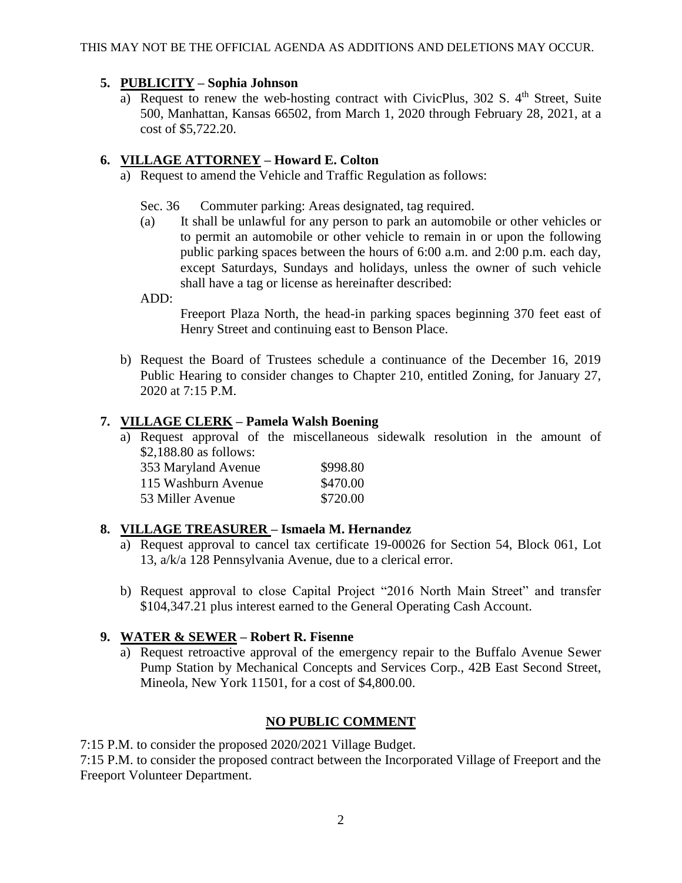THIS MAY NOT BE THE OFFICIAL AGENDA AS ADDITIONS AND DELETIONS MAY OCCUR.

5. **PUBLICITY – Sophia Johnson**
   a) Request to renew the web-hosting contract with CivicPlus, 302 S. 4th Street, Suite 500, Manhattan, Kansas 66502, from March 1, 2020 through February 28, 2021, at a cost of $5,722.20.

6. **VILLAGE ATTORNEY – Howard E. Colton**
   a) Request to amend the Vehicle and Traffic Regulation as follows:

      Sec. 36 Commuter parking: Areas designated, tag required.

      (a) It shall be unlawful for any person to park an automobile or other vehicles or to permit an automobile or other vehicle to remain in or upon the following public parking spaces between the hours of 6:00 a.m. and 2:00 p.m. each day, except Saturdays, Sundays and holidays, unless the owner of such vehicle shall have a tag or license as hereinafter described:

      ADD:

      Freeport Plaza North, the head-in parking spaces beginning 370 feet east of Henry Street and continuing east to Benson Place.

   b) Request the Board of Trustees schedule a continuance of the December 16, 2019 Public Hearing to consider changes to Chapter 210, entitled Zoning, for January 27, 2020 at 7:15 P.M.

7. **VILLAGE CLERK – Pamela Walsh Boening**
   a) Request approval of the miscellaneous sidewalk resolution in the amount of $2,188.80 as follows:

| | |
|---|---|
| 353 Maryland Avenue | $998.80 |
| 115 Washburn Avenue | $470.00 |
| 53 Miller Avenue | $720.00 |

8. **VILLAGE TREASURER – Ismaela M. Hernandez**
   a) Request approval to cancel tax certificate 19-00026 for Section 54, Block 061, Lot 13, a/k/a 128 Pennsylvania Avenue, due to a clerical error.

   b) Request approval to close Capital Project "2016 North Main Street" and transfer $104,347.21 plus interest earned to the General Operating Cash Account.

9. **WATER & SEWER – Robert R. Fisenne**
   a) Request retroactive approval of the emergency repair to the Buffalo Avenue Sewer Pump Station by Mechanical Concepts and Services Corp., 42B East Second Street, Mineola, New York 11501, for a cost of $4,800.00.

**NO PUBLIC COMMENT**

7:15 P.M. to consider the proposed 2020/2021 Village Budget.
7:15 P.M. to consider the proposed contract between the Incorporated Village of Freeport and the Freeport Volunteer Department.